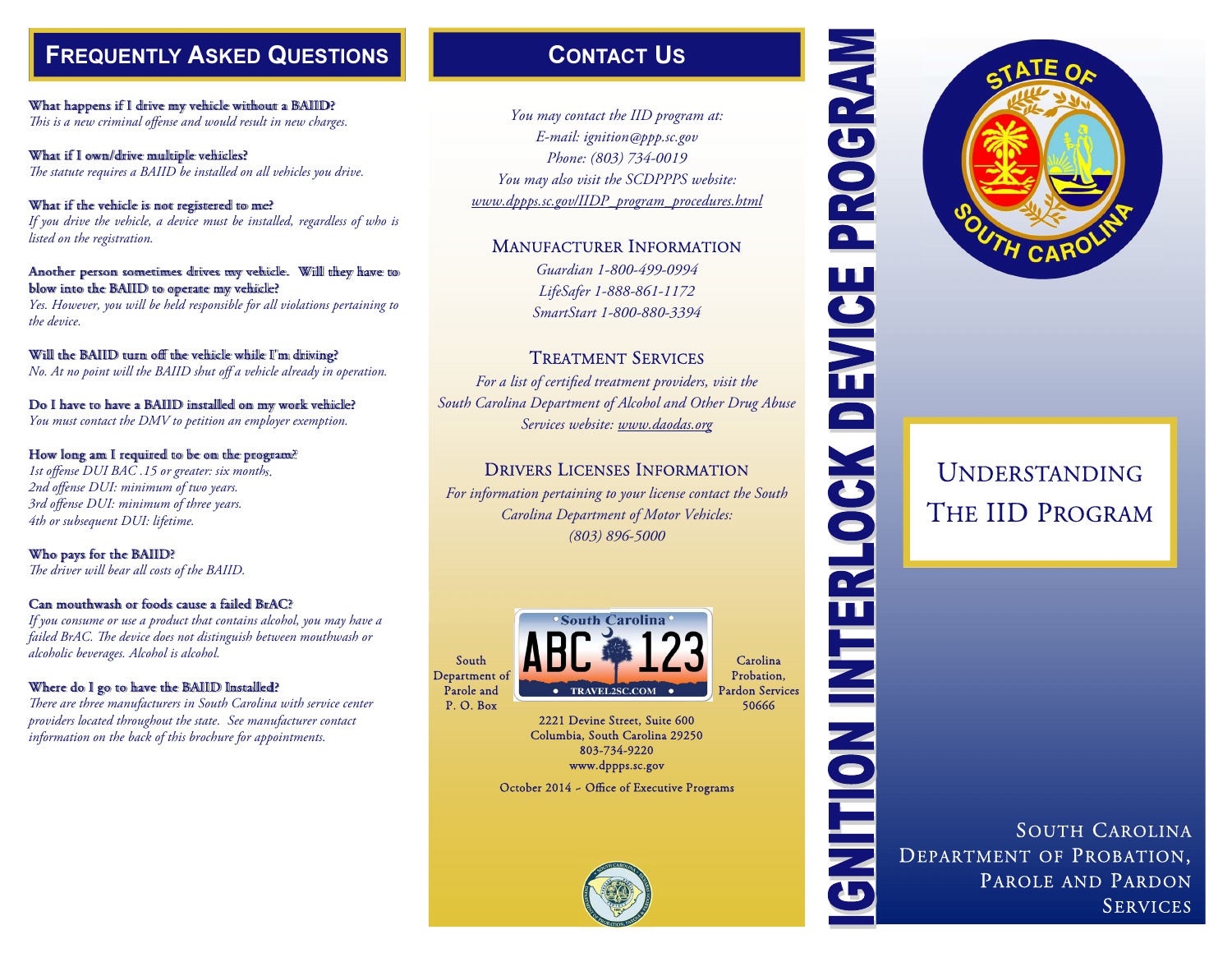## Frequently Asked Questions

**What happens if I drive my vehicle without a BAIID?**
*This is a new criminal offense and would result in new charges.*

**What if I own/drive multiple vehicles?**
*The statute requires a BAIID be installed on all vehicles you drive.*

**What if the vehicle is not registered to me?**
*If you drive the vehicle, a device must be installed, regardless of who is listed on the registration.*

**Another person sometimes drives my vehicle. Will they have to blow into the BAIID to operate my vehicle?**
*Yes. However, you will be held responsible for all violations pertaining to the device.*

**Will the BAIID turn off the vehicle while I'm driving?**
*No. At no point will the BAIID shut off a vehicle already in operation.*

**Do I have to have a BAIID installed on my work vehicle?**
*You must contact the DMV to petition an employer exemption.*

**How long am I required to be on the program?**
*1st offense DUI BAC .15 or greater: six months.*
*2nd offense DUI: minimum of two years.*
*3rd offense DUI: minimum of three years.*
*4th or subsequent DUI: lifetime.*

**Who pays for the BAIID?**
*The driver will bear all costs of the BAIID.*

**Can mouthwash or foods cause a failed BrAC?**
*If you consume or use a product that contains alcohol, you may have a failed BrAC. The device does not distinguish between mouthwash or alcoholic beverages. Alcohol is alcohol.*

**Where do I go to have the BAIID Installed?**
*There are three manufacturers in South Carolina with service center providers located throughout the state. See manufacturer contact information on the back of this brochure for appointments.*

## Contact Us

*You may contact the IID program at:*
*E-mail: ignition@ppp.sc.gov*
*Phone: (803) 734-0019*
*You may also visit the SCDPPPS website:*
*www.dppps.sc.gov/IIDP_program_procedures.html*

### Manufacturer Information

*Guardian 1-800-499-0994*
*LifeSafer 1-888-861-1172*
*SmartStart 1-800-880-3394*

### Treatment Services

*For a list of certified treatment providers, visit the South Carolina Department of Alcohol and Other Drug Abuse Services website: www.daodas.org*

### Drivers Licenses Information

*For information pertaining to your license contact the South Carolina Department of Motor Vehicles:*
*(803) 896-5000*

South Carolina Department of Probation, Parole and Pardon Services
P. O. Box 50666
2221 Devine Street, Suite 600
Columbia, South Carolina 29250
803-734-9220
www.dppps.sc.gov

October 2014 - Office of Executive Programs

# IGNITION INTERLOCK DEVICE PROGRAM

State of South Carolina

## Understanding The IID Program

South Carolina Department of Probation, Parole and Pardon Services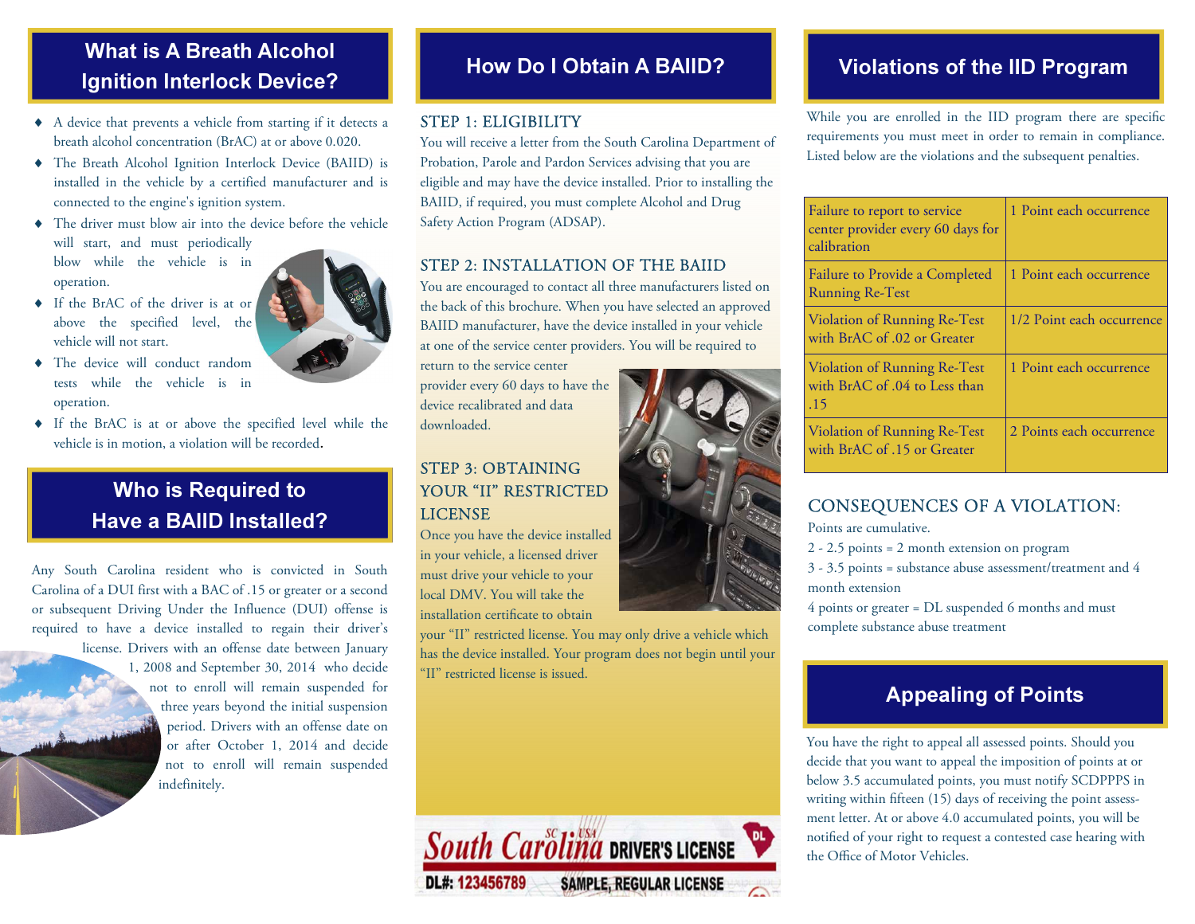## What is A Breath Alcohol Ignition Interlock Device?

- A device that prevents a vehicle from starting if it detects a breath alcohol concentration (BrAC) at or above 0.020.
- The Breath Alcohol Ignition Interlock Device (BAIID) is installed in the vehicle by a certified manufacturer and is connected to the engine's ignition system.
- The driver must blow air into the device before the vehicle will start, and must periodically blow while the vehicle is in operation.
- If the BrAC of the driver is at or above the specified level, the vehicle will not start.
- The device will conduct random tests while the vehicle is in operation.
- If the BrAC is at or above the specified level while the vehicle is in motion, a violation will be recorded.

## Who is Required to Have a BAIID Installed?

Any South Carolina resident who is convicted in South Carolina of a DUI first with a BAC of .15 or greater or a second or subsequent Driving Under the Influence (DUI) offense is required to have a device installed to regain their driver's license. Drivers with an offense date between January 1, 2008 and September 30, 2014 who decide not to enroll will remain suspended for three years beyond the initial suspension period. Drivers with an offense date on or after October 1, 2014 and decide not to enroll will remain suspended indefinitely.

## How Do I Obtain A BAIID?

### STEP 1: ELIGIBILITY

You will receive a letter from the South Carolina Department of Probation, Parole and Pardon Services advising that you are eligible and may have the device installed. Prior to installing the BAIID, if required, you must complete Alcohol and Drug Safety Action Program (ADSAP).

### STEP 2: INSTALLATION OF THE BAIID

You are encouraged to contact all three manufacturers listed on the back of this brochure. When you have selected an approved BAIID manufacturer, have the device installed in your vehicle at one of the service center providers. You will be required to return to the service center provider every 60 days to have the device recalibrated and data downloaded.

### STEP 3: OBTAINING YOUR "II" RESTRICTED LICENSE

Once you have the device installed in your vehicle, a licensed driver must drive your vehicle to your local DMV. You will take the installation certificate to obtain your "II" restricted license. You may only drive a vehicle which has the device installed. Your program does not begin until your "II" restricted license is issued.

South Carolina DRIVER'S LICENSE
DL#: 123456789 SAMPLE, REGULAR LICENSE

## Violations of the IID Program

While you are enrolled in the IID program there are specific requirements you must meet in order to remain in compliance. Listed below are the violations and the subsequent penalties.

| | |
|---|---|
| Failure to report to service center provider every 60 days for calibration | 1 Point each occurrence |
| Failure to Provide a Completed Running Re-Test | 1 Point each occurrence |
| Violation of Running Re-Test with BrAC of .02 or Greater | 1/2 Point each occurrence |
| Violation of Running Re-Test with BrAC of .04 to Less than .15 | 1 Point each occurrence |
| Violation of Running Re-Test with BrAC of .15 or Greater | 2 Points each occurrence |

### CONSEQUENCES OF A VIOLATION:

Points are cumulative.

2 - 2.5 points = 2 month extension on program

3 - 3.5 points = substance abuse assessment/treatment and 4 month extension

4 points or greater = DL suspended 6 months and must complete substance abuse treatment

## Appealing of Points

You have the right to appeal all assessed points. Should you decide that you want to appeal the imposition of points at or below 3.5 accumulated points, you must notify SCDPPPS in writing within fifteen (15) days of receiving the point assessment letter. At or above 4.0 accumulated points, you will be notified of your right to request a contested case hearing with the Office of Motor Vehicles.